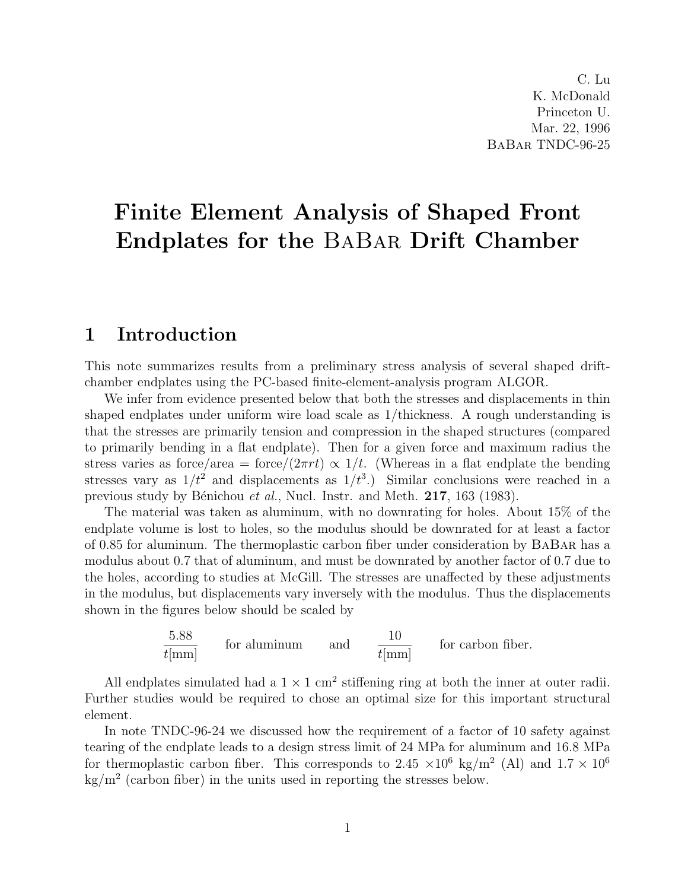C. Lu
K. McDonald
Princeton U.
Mar. 22, 1996
BaBar TNDC-96-25

# Finite Element Analysis of Shaped Front Endplates for the BaBar Drift Chamber

## 1 Introduction

This note summarizes results from a preliminary stress analysis of several shaped drift-chamber endplates using the PC-based finite-element-analysis program ALGOR.

We infer from evidence presented below that both the stresses and displacements in thin shaped endplates under uniform wire load scale as 1/thickness. A rough understanding is that the stresses are primarily tension and compression in the shaped structures (compared to primarily bending in a flat endplate). Then for a given force and maximum radius the stress varies as force/area = force/$(2\pi rt) \propto 1/t$. (Whereas in a flat endplate the bending stresses vary as $1/t^2$ and displacements as $1/t^3$.) Similar conclusions were reached in a previous study by Bénichou *et al.*, Nucl. Instr. and Meth. **217**, 163 (1983).

The material was taken as aluminum, with no downrating for holes. About 15% of the endplate volume is lost to holes, so the modulus should be downrated for at least a factor of 0.85 for aluminum. The thermoplastic carbon fiber under consideration by BaBar has a modulus about 0.7 that of aluminum, and must be downrated by another factor of 0.7 due to the holes, according to studies at McGill. The stresses are unaffected by these adjustments in the modulus, but displacements vary inversely with the modulus. Thus the displacements shown in the figures below should be scaled by

$$\frac{5.88}{t[\text{mm}]} \quad \text{for aluminum} \quad \text{and} \quad \frac{10}{t[\text{mm}]} \quad \text{for carbon fiber.}$$

All endplates simulated had a $1 \times 1$ cm$^2$ stiffening ring at both the inner at outer radii. Further studies would be required to chose an optimal size for this important structural element.

In note TNDC-96-24 we discussed how the requirement of a factor of 10 safety against tearing of the endplate leads to a design stress limit of 24 MPa for aluminum and 16.8 MPa for thermoplastic carbon fiber. This corresponds to $2.45 \times 10^6$ kg/m$^2$ (Al) and $1.7 \times 10^6$ kg/m$^2$ (carbon fiber) in the units used in reporting the stresses below.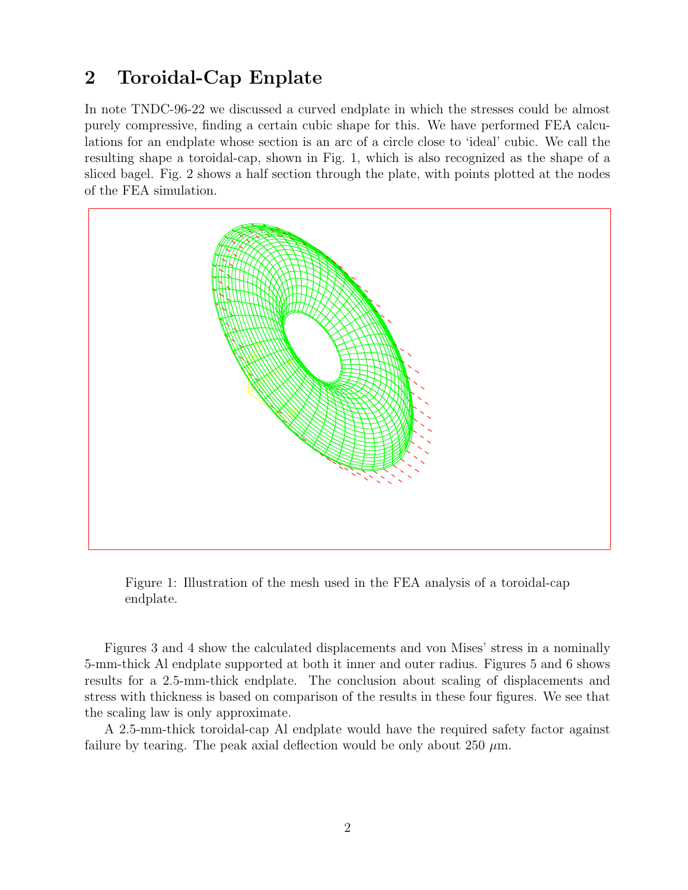## 2 Toroidal-Cap Enplate

In note TNDC-96-22 we discussed a curved endplate in which the stresses could be almost purely compressive, finding a certain cubic shape for this. We have performed FEA calculations for an endplate whose section is an arc of a circle close to 'ideal' cubic. We call the resulting shape a toroidal-cap, shown in Fig. 1, which is also recognized as the shape of a sliced bagel. Fig. 2 shows a half section through the plate, with points plotted at the nodes of the FEA simulation.

Figure 1: Illustration of the mesh used in the FEA analysis of a toroidal-cap endplate.

Figures 3 and 4 show the calculated displacements and von Mises' stress in a nominally 5-mm-thick Al endplate supported at both it inner and outer radius. Figures 5 and 6 shows results for a 2.5-mm-thick endplate. The conclusion about scaling of displacements and stress with thickness is based on comparison of the results in these four figures. We see that the scaling law is only approximate.

A 2.5-mm-thick toroidal-cap Al endplate would have the required safety factor against failure by tearing. The peak axial deflection would be only about 250 $\mu$m.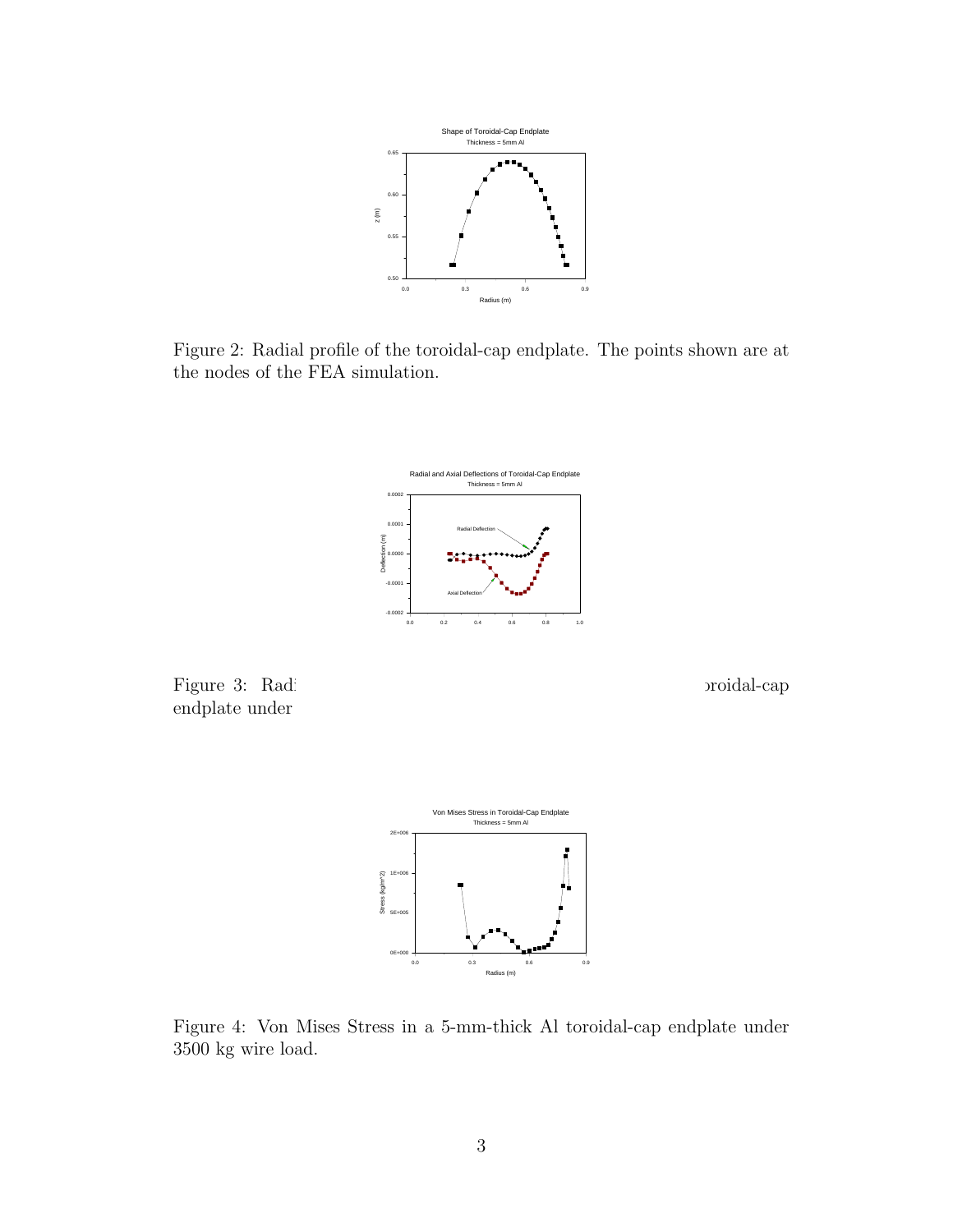Figure 2: Radial profile of the toroidal-cap endplate. The points shown are at the nodes of the FEA simulation.

Figure 3: Radi                                                                                    oroidal-cap endplate under

Figure 4: Von Mises Stress in a 5-mm-thick Al toroidal-cap endplate under 3500 kg wire load.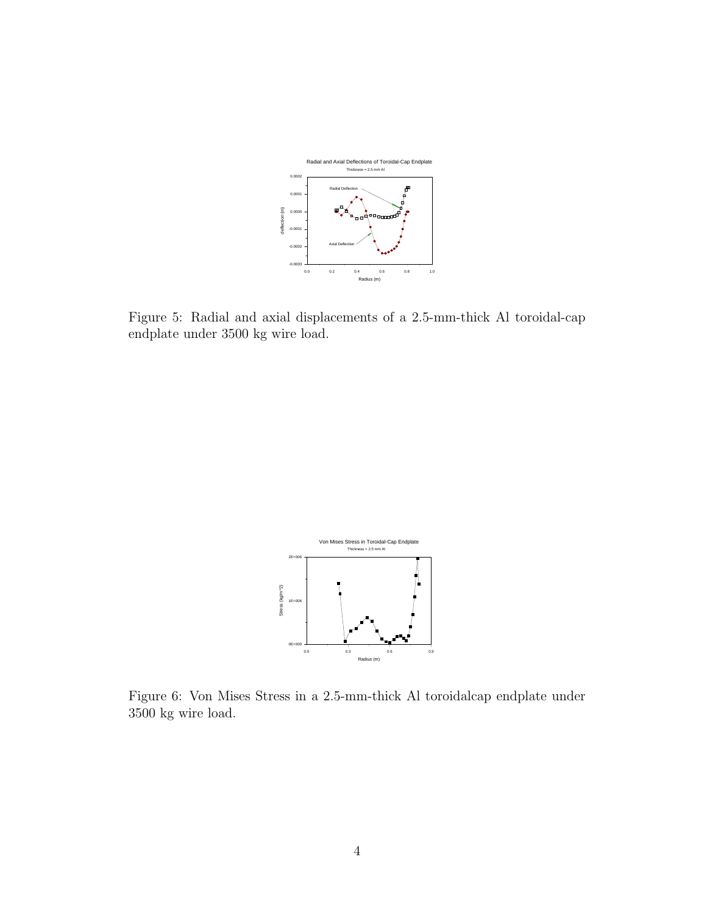Figure 5: Radial and axial displacements of a 2.5-mm-thick Al toroidal-cap endplate under 3500 kg wire load.

Figure 6: Von Mises Stress in a 2.5-mm-thick Al toroidalcap endplate under 3500 kg wire load.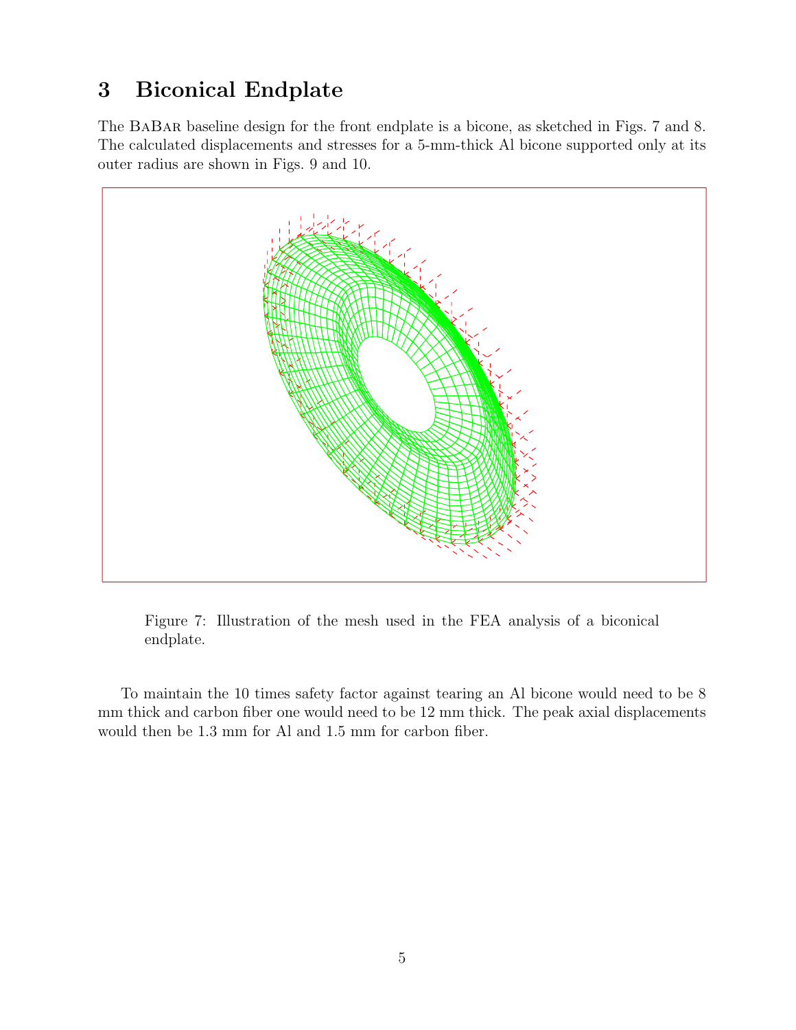## 3 Biconical Endplate

The BaBar baseline design for the front endplate is a bicone, as sketched in Figs. 7 and 8. The calculated displacements and stresses for a 5-mm-thick Al bicone supported only at its outer radius are shown in Figs. 9 and 10.

Figure 7: Illustration of the mesh used in the FEA analysis of a biconical endplate.

To maintain the 10 times safety factor against tearing an Al bicone would need to be 8 mm thick and carbon fiber one would need to be 12 mm thick. The peak axial displacements would then be 1.3 mm for Al and 1.5 mm for carbon fiber.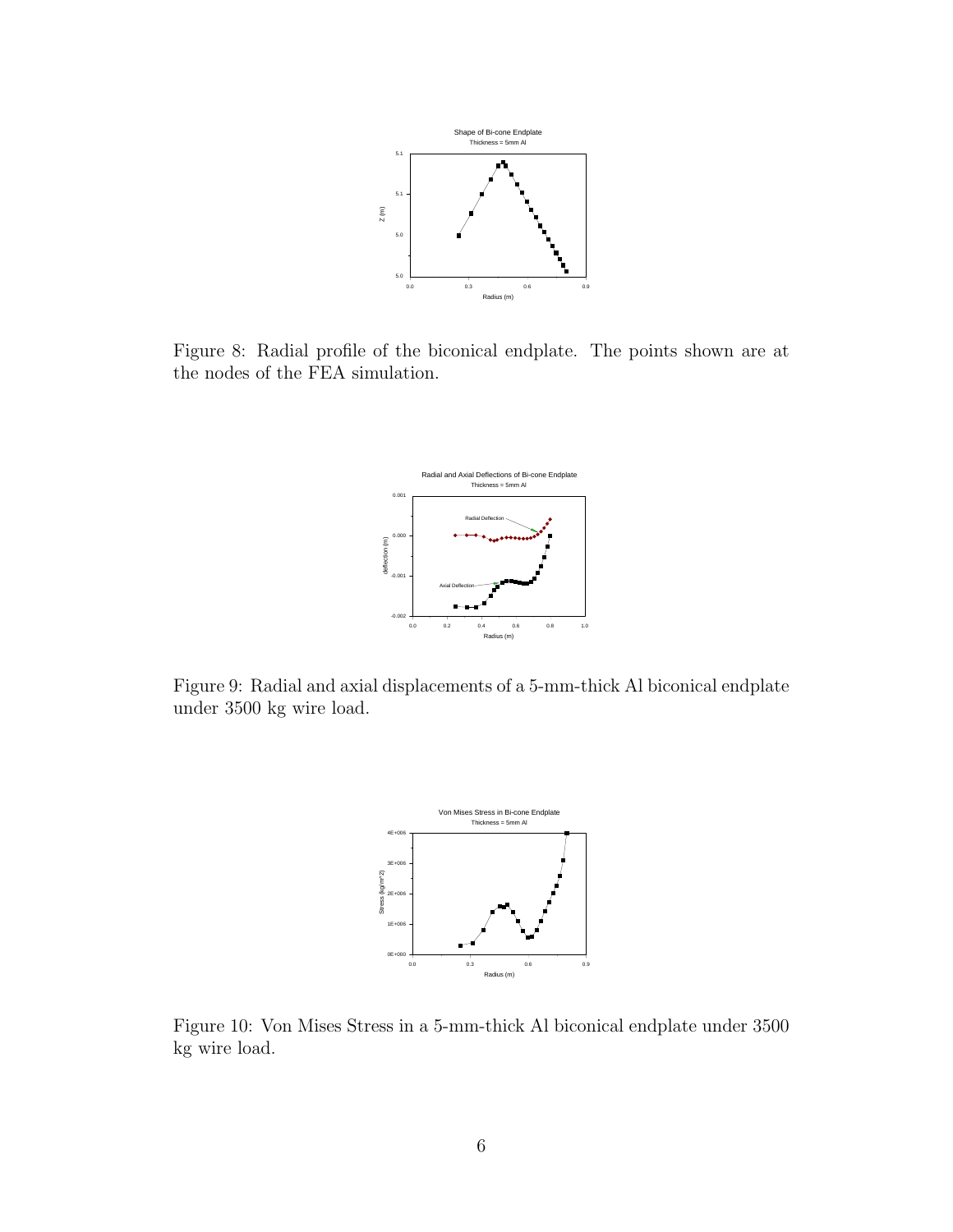Figure 8: Radial profile of the biconical endplate. The points shown are at the nodes of the FEA simulation.

Figure 9: Radial and axial displacements of a 5-mm-thick Al biconical endplate under 3500 kg wire load.

Figure 10: Von Mises Stress in a 5-mm-thick Al biconical endplate under 3500 kg wire load.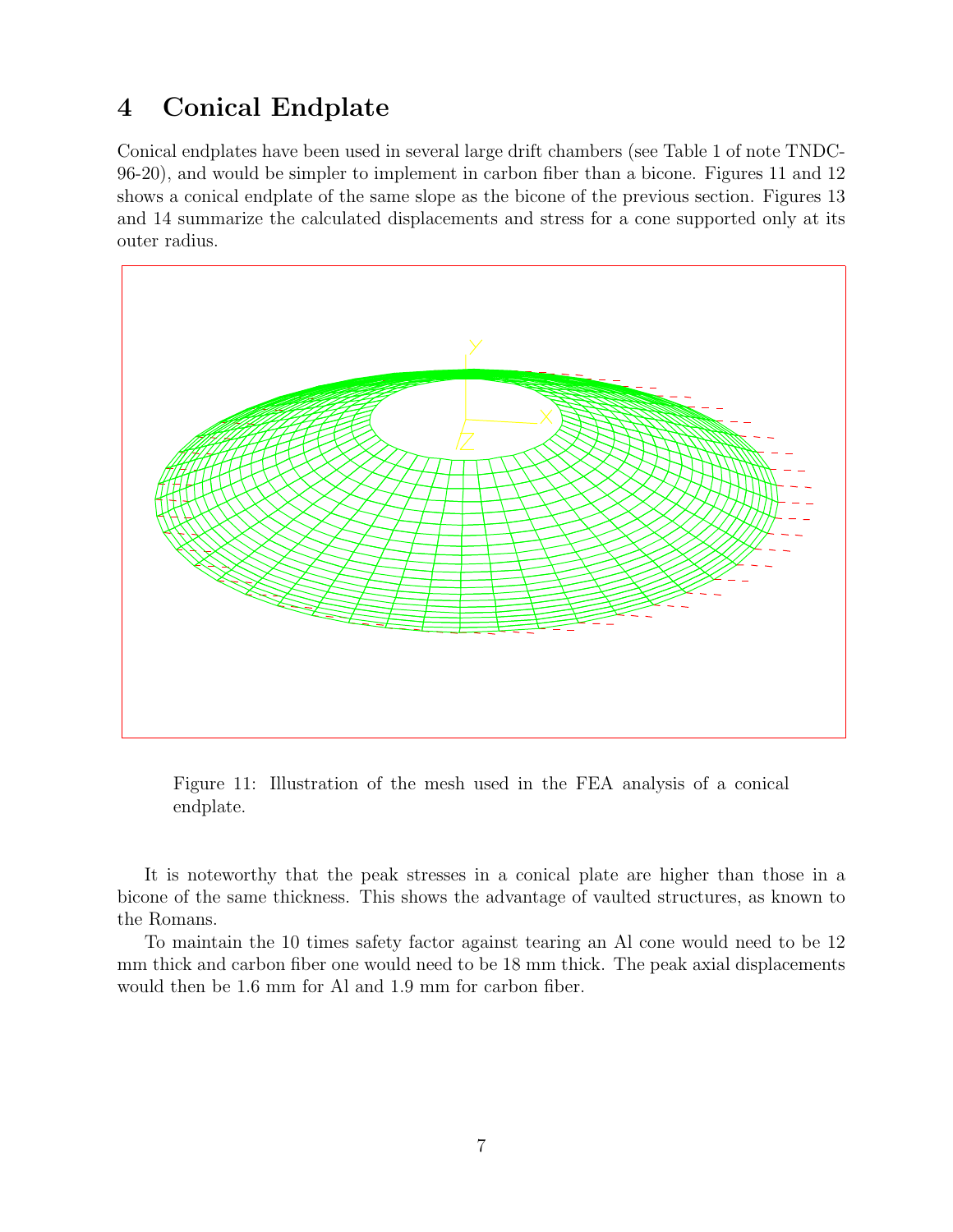# 4 Conical Endplate

Conical endplates have been used in several large drift chambers (see Table 1 of note TNDC-96-20), and would be simpler to implement in carbon fiber than a bicone. Figures 11 and 12 shows a conical endplate of the same slope as the bicone of the previous section. Figures 13 and 14 summarize the calculated displacements and stress for a cone supported only at its outer radius.

Figure 11: Illustration of the mesh used in the FEA analysis of a conical endplate.

It is noteworthy that the peak stresses in a conical plate are higher than those in a bicone of the same thickness. This shows the advantage of vaulted structures, as known to the Romans.

To maintain the 10 times safety factor against tearing an Al cone would need to be 12 mm thick and carbon fiber one would need to be 18 mm thick. The peak axial displacements would then be 1.6 mm for Al and 1.9 mm for carbon fiber.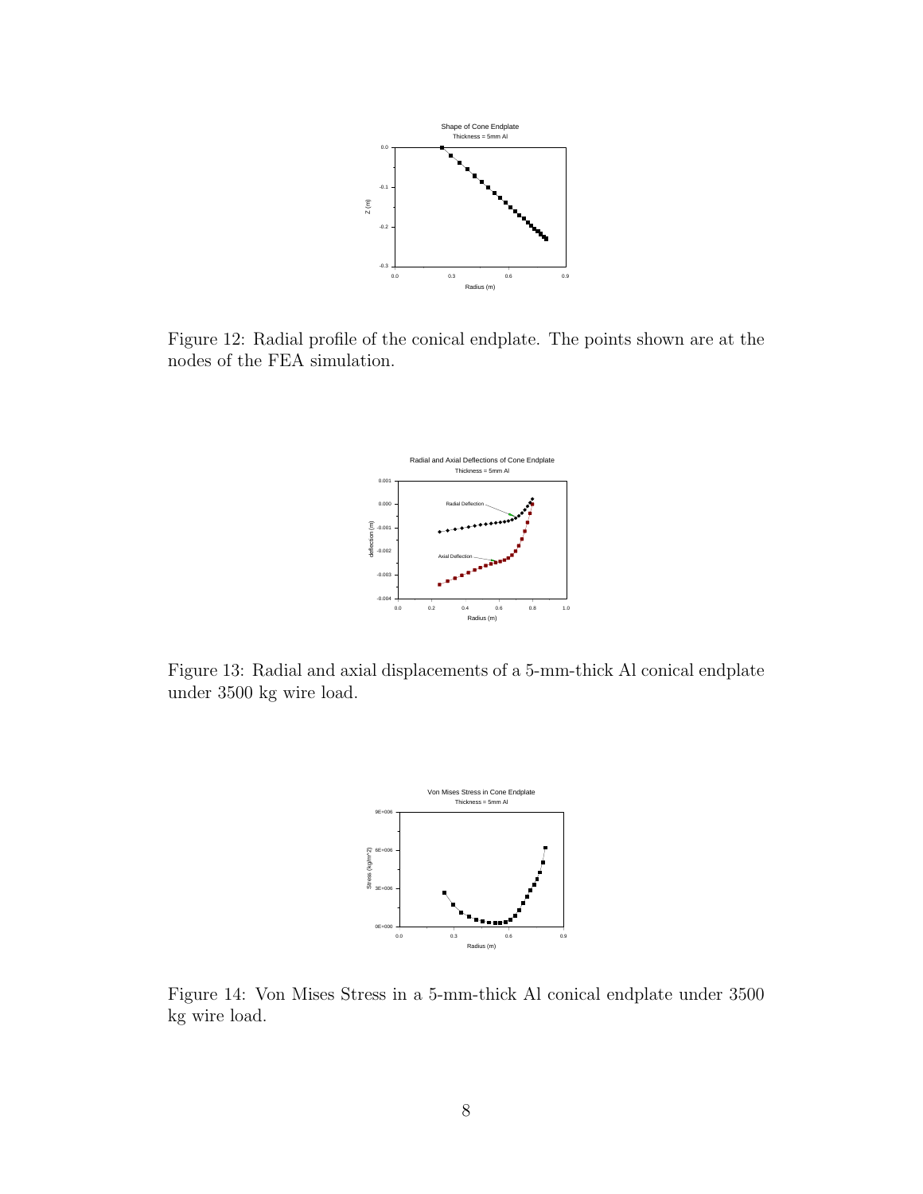Shape of Cone Endplate
Thickness = 5mm Al

Z (m)

0.0
-0.1
-0.2
-0.3

0.0 0.3 0.6 0.9

Radius (m)

Figure 12: Radial profile of the conical endplate. The points shown are at the nodes of the FEA simulation.

Radial and Axial Deflections of Cone Endplate
Thickness = 5mm Al

deflection (m)

0.001
0.000
-0.001
-0.002
-0.003
-0.004

Radial Deflection

Axial Deflection

0.0 0.2 0.4 0.6 0.8 1.0

Radius (m)

Figure 13: Radial and axial displacements of a 5-mm-thick Al conical endplate under 3500 kg wire load.

Von Mises Stress in Cone Endplate
Thickness = 5mm Al

Stress (kg/m^2)

9E+006
6E+006
3E+006
0E+000

0.0 0.3 0.6 0.9

Radius (m)

Figure 14: Von Mises Stress in a 5-mm-thick Al conical endplate under 3500 kg wire load.